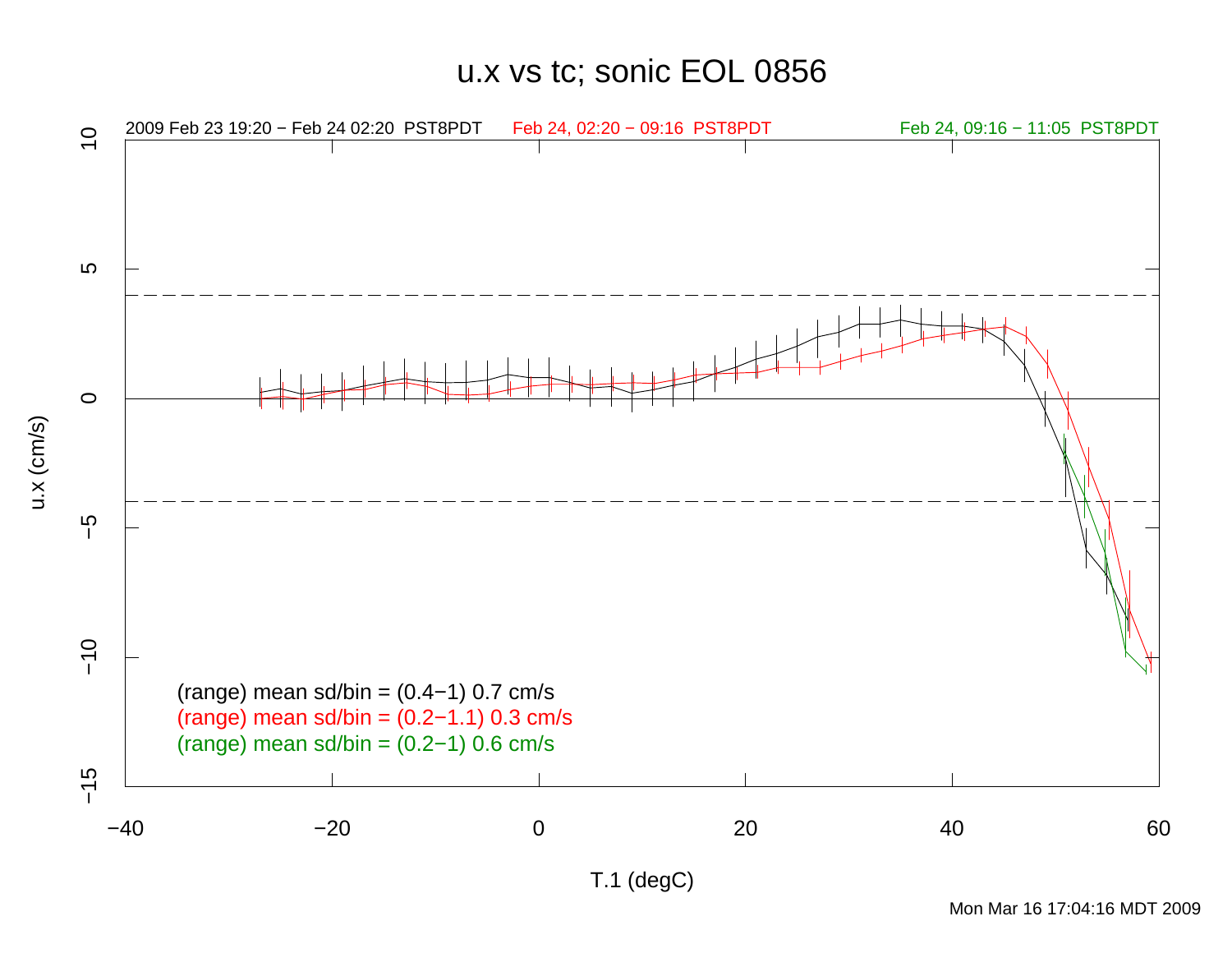# u.x vs tc; sonic EOL 0856

2009 Feb 23 19:20 − Feb 24 02:20 PST8PDT

Feb 24, 02:20 − 09:16 PST8PDT

Feb 24, 09:16 − 11:05 PST8PDT

(range) mean sd/bin = (0.4−1) 0.7 cm/s

(range) mean sd/bin = (0.2−1.1) 0.3 cm/s

(range) mean sd/bin = (0.2−1) 0.6 cm/s

u.x (cm/s)

T.1 (degC)

Mon Mar 16 17:04:16 MDT 2009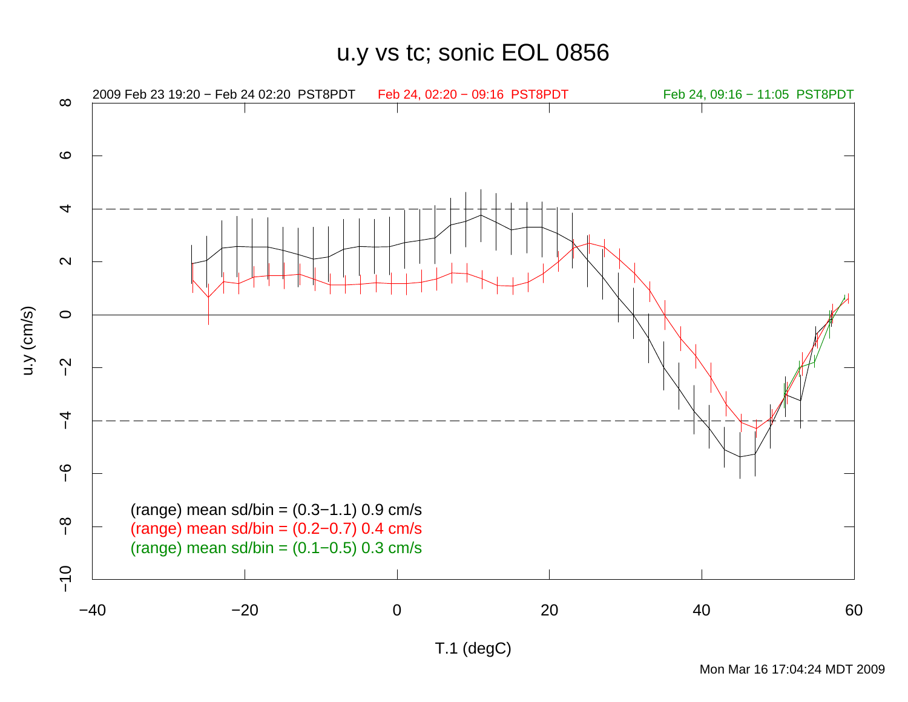# u.y vs tc; sonic EOL 0856

2009 Feb 23 19:20 − Feb 24 02:20 PST8PDT    Feb 24, 02:20 − 09:16 PST8PDT    Feb 24, 09:16 − 11:05 PST8PDT

u.y (cm/s)

T.1 (degC)

(range) mean sd/bin = (0.3−1.1) 0.9 cm/s
(range) mean sd/bin = (0.2−0.7) 0.4 cm/s
(range) mean sd/bin = (0.1−0.5) 0.3 cm/s

Mon Mar 16 17:04:24 MDT 2009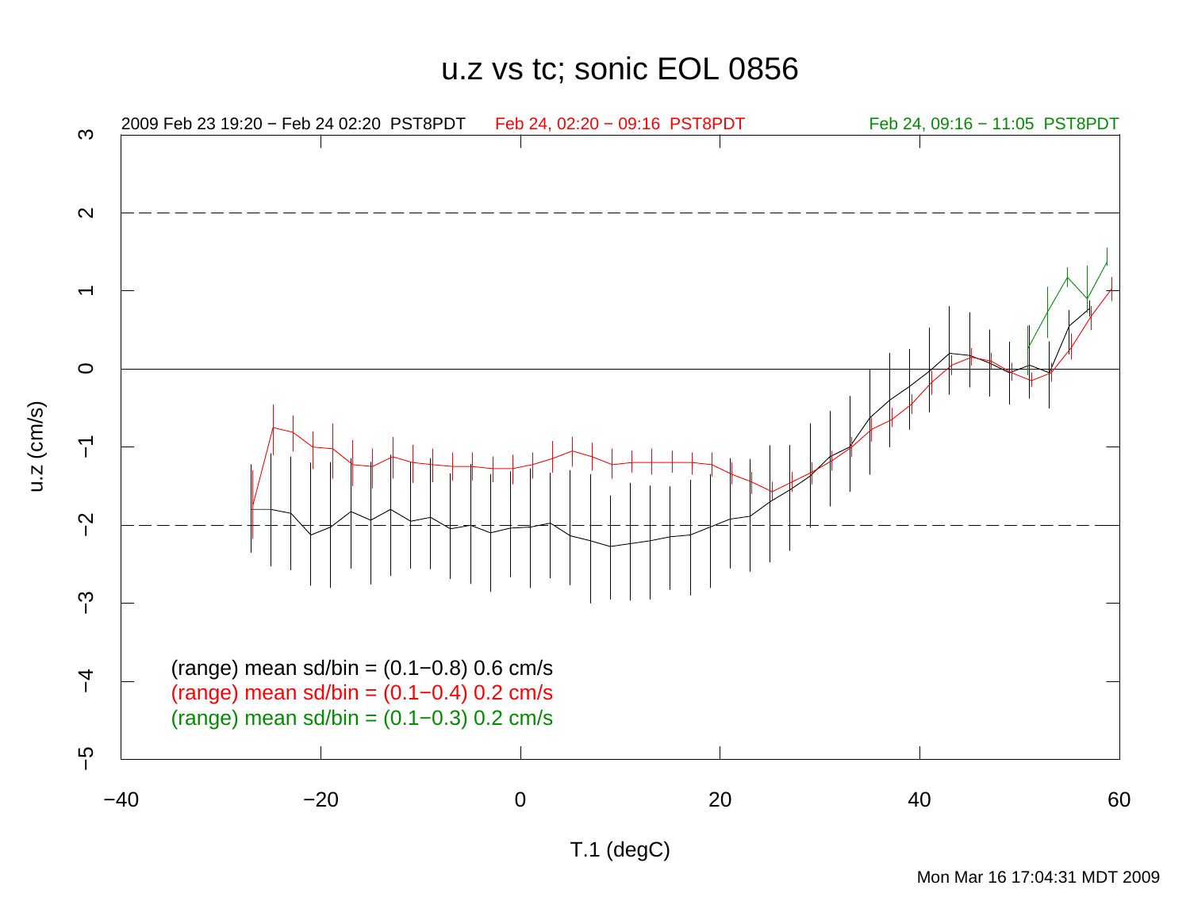u.z vs tc; sonic EOL 0856

2009 Feb 23 19:20 − Feb 24 02:20 PST8PDT

Feb 24, 02:20 − 09:16 PST8PDT

Feb 24, 09:16 − 11:05 PST8PDT

u.z (cm/s)

3
2
1
0
−1
−2
−3
−4
−5

(range) mean sd/bin = (0.1−0.8) 0.6 cm/s

(range) mean sd/bin = (0.1−0.4) 0.2 cm/s

(range) mean sd/bin = (0.1−0.3) 0.2 cm/s

−40
−20
0
20
40
60

T.1 (degC)

Mon Mar 16 17:04:31 MDT 2009